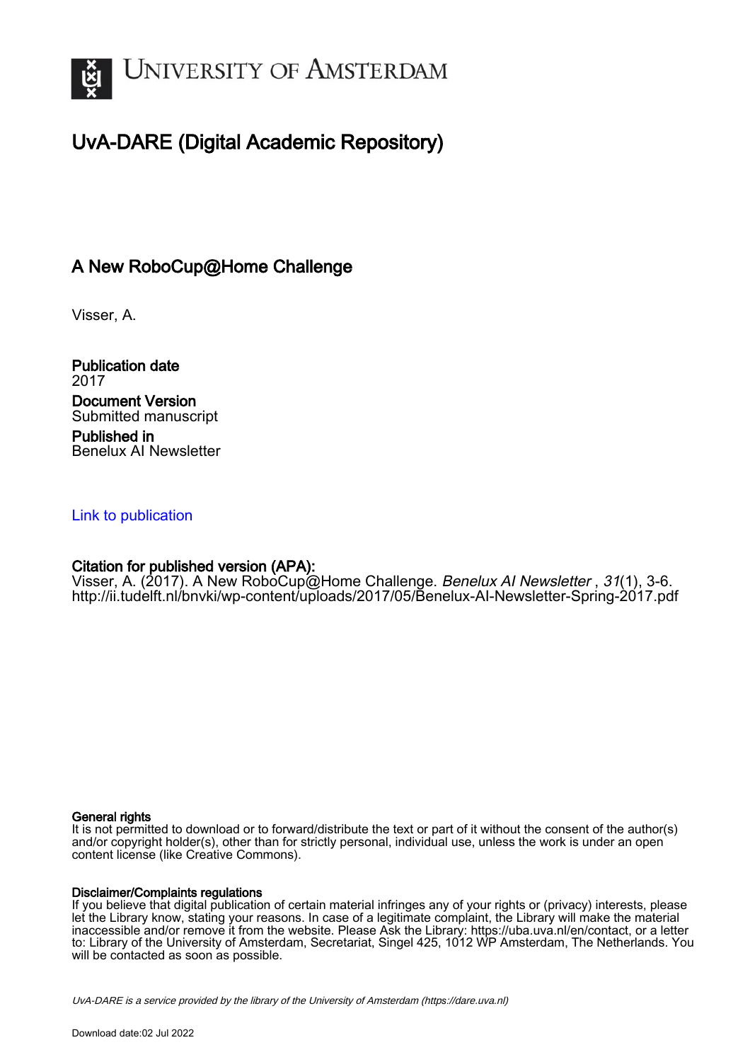# UNIVERSITY OF AMSTERDAM

## UvA-DARE (Digital Academic Repository)

### A New RoboCup@Home Challenge

Visser, A.

**Publication date**
2017

**Document Version**
Submitted manuscript

**Published in**
Benelux AI Newsletter

Link to publication

**Citation for published version (APA):**
Visser, A. (2017). A New RoboCup@Home Challenge. *Benelux AI Newsletter*, *31*(1), 3-6. http://ii.tudelft.nl/bnvki/wp-content/uploads/2017/05/Benelux-AI-Newsletter-Spring-2017.pdf

**General rights**
It is not permitted to download or to forward/distribute the text or part of it without the consent of the author(s) and/or copyright holder(s), other than for strictly personal, individual use, unless the work is under an open content license (like Creative Commons).

**Disclaimer/Complaints regulations**
If you believe that digital publication of certain material infringes any of your rights or (privacy) interests, please let the Library know, stating your reasons. In case of a legitimate complaint, the Library will make the material inaccessible and/or remove it from the website. Please Ask the Library: https://uba.uva.nl/en/contact, or a letter to: Library of the University of Amsterdam, Secretariat, Singel 425, 1012 WP Amsterdam, The Netherlands. You will be contacted as soon as possible.

*UvA-DARE is a service provided by the library of the University of Amsterdam (https://dare.uva.nl)*

Download date:02 Jul 2022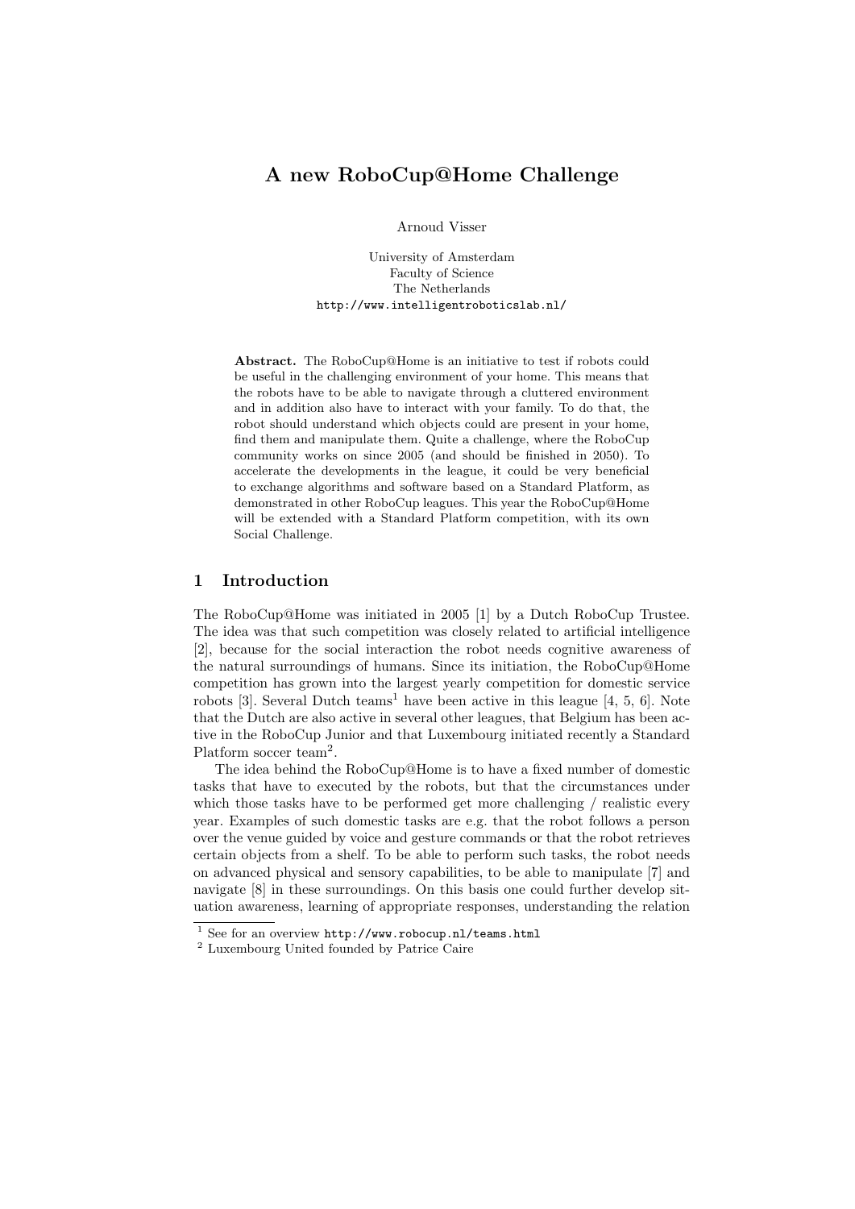# A new RoboCup@Home Challenge

Arnoud Visser

University of Amsterdam
Faculty of Science
The Netherlands
http://www.intelligentroboticslab.nl/

**Abstract.** The RoboCup@Home is an initiative to test if robots could be useful in the challenging environment of your home. This means that the robots have to be able to navigate through a cluttered environment and in addition also have to interact with your family. To do that, the robot should understand which objects could are present in your home, find them and manipulate them. Quite a challenge, where the RoboCup community works on since 2005 (and should be finished in 2050). To accelerate the developments in the league, it could be very beneficial to exchange algorithms and software based on a Standard Platform, as demonstrated in other RoboCup leagues. This year the RoboCup@Home will be extended with a Standard Platform competition, with its own Social Challenge.

## 1 Introduction

The RoboCup@Home was initiated in 2005 [1] by a Dutch RoboCup Trustee. The idea was that such competition was closely related to artificial intelligence [2], because for the social interaction the robot needs cognitive awareness of the natural surroundings of humans. Since its initiation, the RoboCup@Home competition has grown into the largest yearly competition for domestic service robots [3]. Several Dutch teams[1] have been active in this league [4, 5, 6]. Note that the Dutch are also active in several other leagues, that Belgium has been active in the RoboCup Junior and that Luxembourg initiated recently a Standard Platform soccer team[2].

The idea behind the RoboCup@Home is to have a fixed number of domestic tasks that have to executed by the robots, but that the circumstances under which those tasks have to be performed get more challenging / realistic every year. Examples of such domestic tasks are e.g. that the robot follows a person over the venue guided by voice and gesture commands or that the robot retrieves certain objects from a shelf. To be able to perform such tasks, the robot needs on advanced physical and sensory capabilities, to be able to manipulate [7] and navigate [8] in these surroundings. On this basis one could further develop situation awareness, learning of appropriate responses, understanding the relation

[1] See for an overview http://www.robocup.nl/teams.html

[2] Luxembourg United founded by Patrice Caire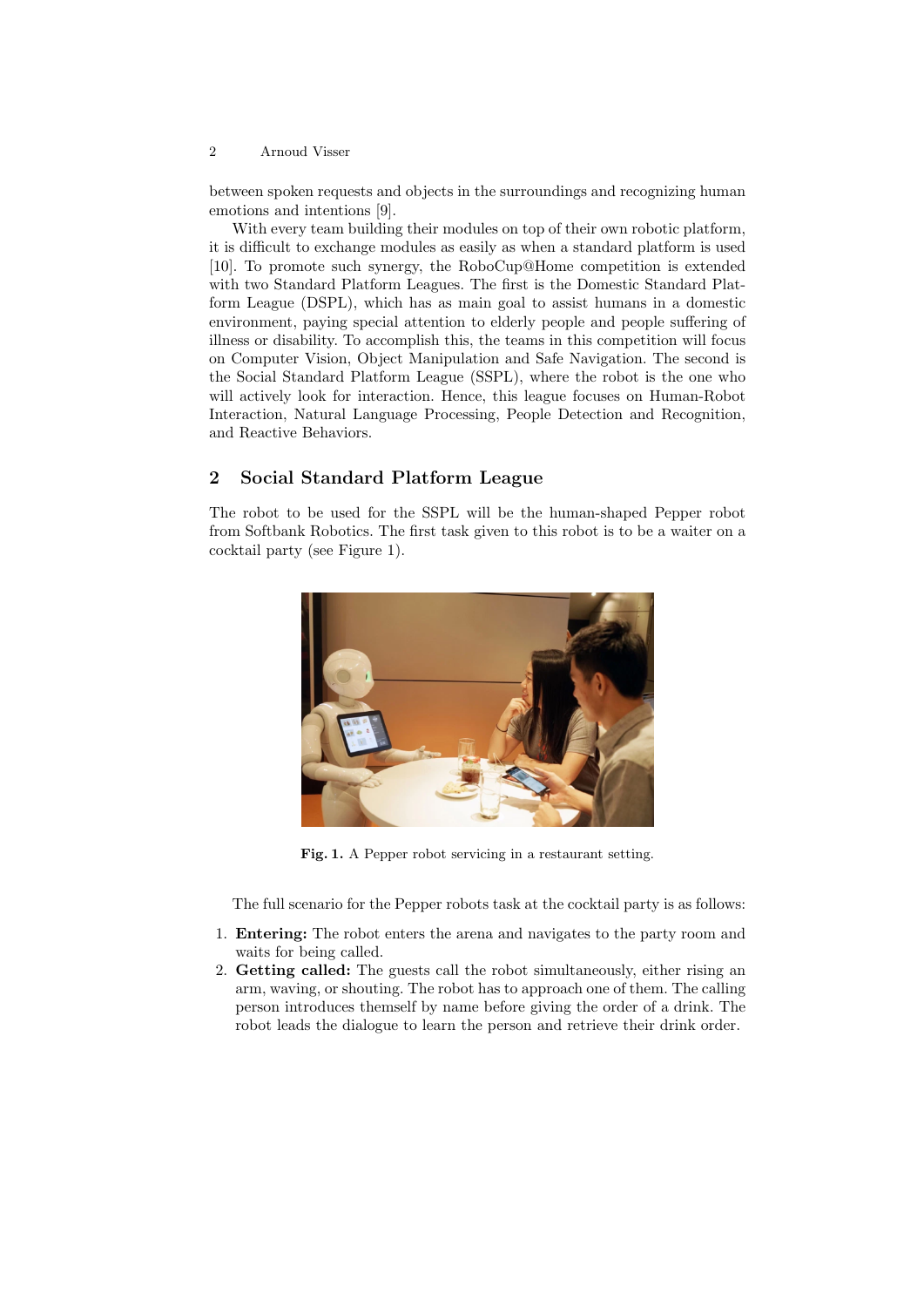between spoken requests and objects in the surroundings and recognizing human emotions and intentions [9].

With every team building their modules on top of their own robotic platform, it is difficult to exchange modules as easily as when a standard platform is used [10]. To promote such synergy, the RoboCup@Home competition is extended with two Standard Platform Leagues. The first is the Domestic Standard Platform League (DSPL), which has as main goal to assist humans in a domestic environment, paying special attention to elderly people and people suffering of illness or disability. To accomplish this, the teams in this competition will focus on Computer Vision, Object Manipulation and Safe Navigation. The second is the Social Standard Platform League (SSPL), where the robot is the one who will actively look for interaction. Hence, this league focuses on Human-Robot Interaction, Natural Language Processing, People Detection and Recognition, and Reactive Behaviors.

## 2 Social Standard Platform League

The robot to be used for the SSPL will be the human-shaped Pepper robot from Softbank Robotics. The first task given to this robot is to be a waiter on a cocktail party (see Figure 1).

**Fig. 1.** A Pepper robot servicing in a restaurant setting.

The full scenario for the Pepper robots task at the cocktail party is as follows:

1. **Entering:** The robot enters the arena and navigates to the party room and waits for being called.
2. **Getting called:** The guests call the robot simultaneously, either rising an arm, waving, or shouting. The robot has to approach one of them. The calling person introduces themself by name before giving the order of a drink. The robot leads the dialogue to learn the person and retrieve their drink order.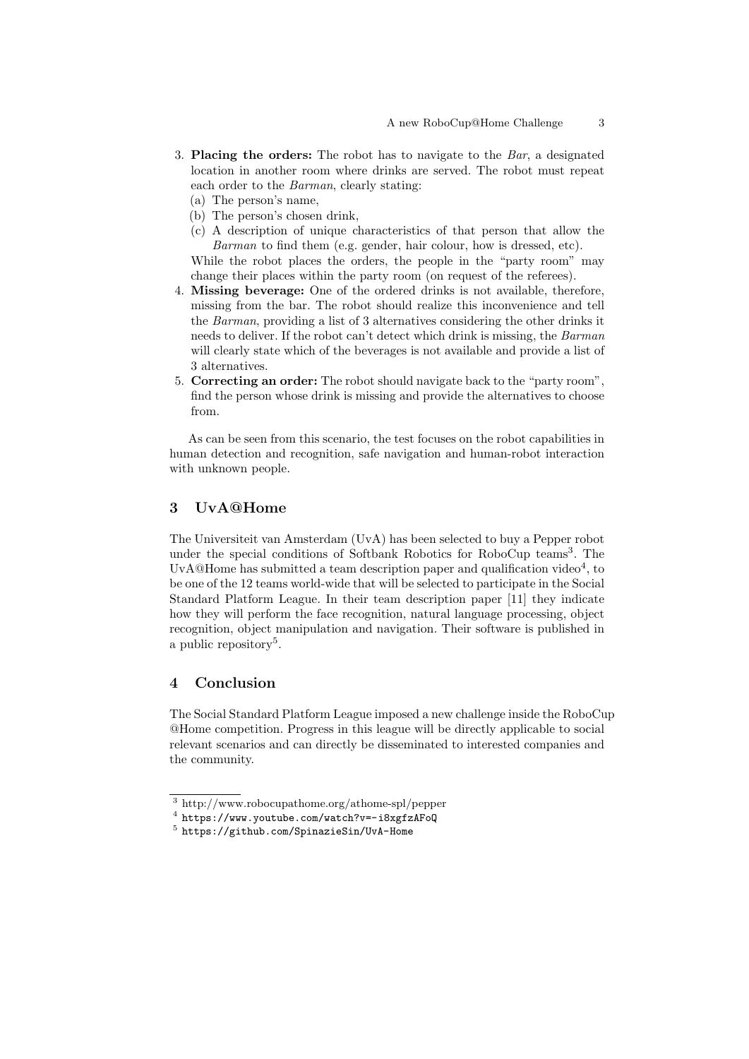3. **Placing the orders:** The robot has to navigate to the *Bar*, a designated location in another room where drinks are served. The robot must repeat each order to the *Barman*, clearly stating:
   (a) The person's name,
   (b) The person's chosen drink,
   (c) A description of unique characteristics of that person that allow the *Barman* to find them (e.g. gender, hair colour, how is dressed, etc).

   While the robot places the orders, the people in the "party room" may change their places within the party room (on request of the referees).
4. **Missing beverage:** One of the ordered drinks is not available, therefore, missing from the bar. The robot should realize this inconvenience and tell the *Barman*, providing a list of 3 alternatives considering the other drinks it needs to deliver. If the robot can't detect which drink is missing, the *Barman* will clearly state which of the beverages is not available and provide a list of 3 alternatives.
5. **Correcting an order:** The robot should navigate back to the "party room", find the person whose drink is missing and provide the alternatives to choose from.

As can be seen from this scenario, the test focuses on the robot capabilities in human detection and recognition, safe navigation and human-robot interaction with unknown people.

## 3 UvA@Home

The Universiteit van Amsterdam (UvA) has been selected to buy a Pepper robot under the special conditions of Softbank Robotics for RoboCup teams[3]. The UvA@Home has submitted a team description paper and qualification video[4], to be one of the 12 teams world-wide that will be selected to participate in the Social Standard Platform League. In their team description paper [11] they indicate how they will perform the face recognition, natural language processing, object recognition, object manipulation and navigation. Their software is published in a public repository[5].

## 4 Conclusion

The Social Standard Platform League imposed a new challenge inside the RoboCup @Home competition. Progress in this league will be directly applicable to social relevant scenarios and can directly be disseminated to interested companies and the community.

---

[3] http://www.robocupathome.org/athome-spl/pepper

[4] https://www.youtube.com/watch?v=-i8xgfzAFoQ

[5] https://github.com/SpinazieSin/UvA-Home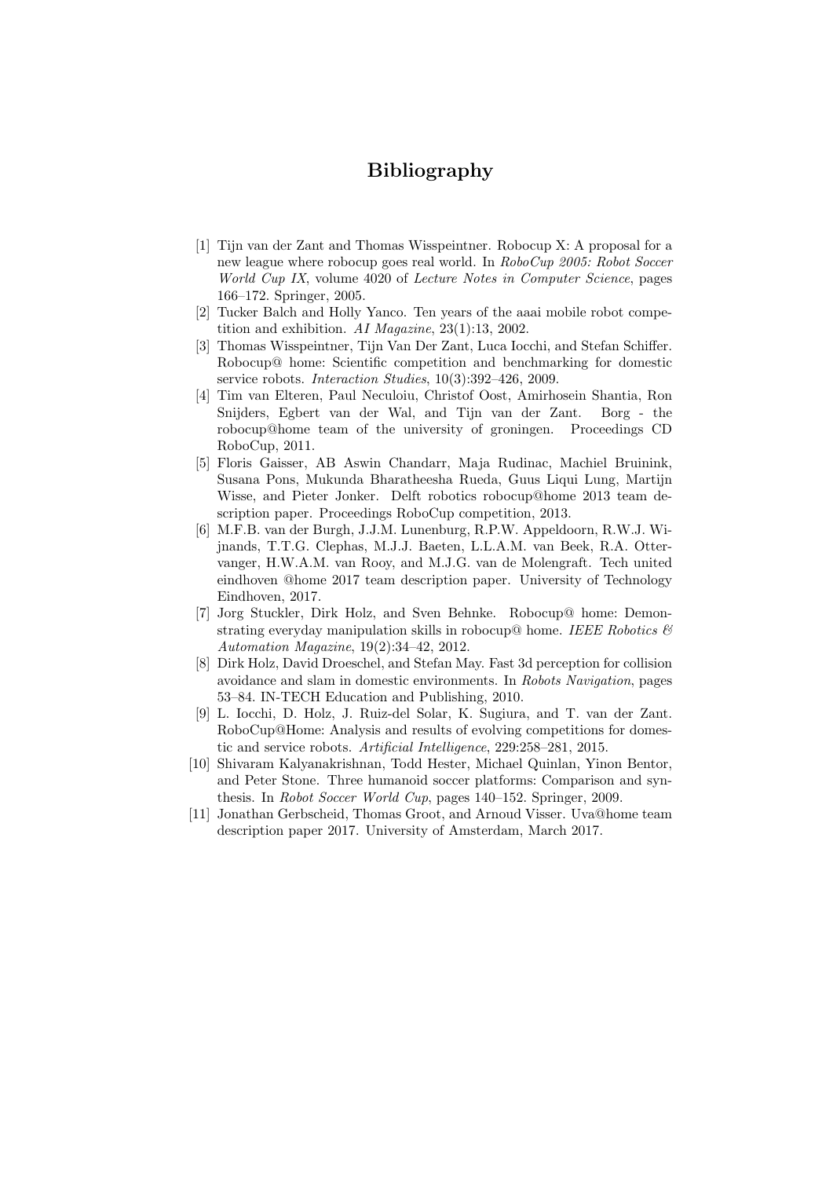# Bibliography

[1] Tijn van der Zant and Thomas Wisspeintner. Robocup X: A proposal for a new league where robocup goes real world. In *RoboCup 2005: Robot Soccer World Cup IX*, volume 4020 of *Lecture Notes in Computer Science*, pages 166–172. Springer, 2005.

[2] Tucker Balch and Holly Yanco. Ten years of the aaai mobile robot competition and exhibition. *AI Magazine*, 23(1):13, 2002.

[3] Thomas Wisspeintner, Tijn Van Der Zant, Luca Iocchi, and Stefan Schiffer. Robocup@ home: Scientific competition and benchmarking for domestic service robots. *Interaction Studies*, 10(3):392–426, 2009.

[4] Tim van Elteren, Paul Neculoiu, Christof Oost, Amirhosein Shantia, Ron Snijders, Egbert van der Wal, and Tijn van der Zant. Borg - the robocup@home team of the university of groningen. Proceedings CD RoboCup, 2011.

[5] Floris Gaisser, AB Aswin Chandarr, Maja Rudinac, Machiel Bruinink, Susana Pons, Mukunda Bharatheesha Rueda, Guus Liqui Lung, Martijn Wisse, and Pieter Jonker. Delft robotics robocup@home 2013 team description paper. Proceedings RoboCup competition, 2013.

[6] M.F.B. van der Burgh, J.J.M. Lunenburg, R.P.W. Appeldoorn, R.W.J. Wijnands, T.T.G. Clephas, M.J.J. Baeten, L.L.A.M. van Beek, R.A. Ottervanger, H.W.A.M. van Rooy, and M.J.G. van de Molengraft. Tech united eindhoven @home 2017 team description paper. University of Technology Eindhoven, 2017.

[7] Jorg Stuckler, Dirk Holz, and Sven Behnke. Robocup@ home: Demonstrating everyday manipulation skills in robocup@ home. *IEEE Robotics & Automation Magazine*, 19(2):34–42, 2012.

[8] Dirk Holz, David Droeschel, and Stefan May. Fast 3d perception for collision avoidance and slam in domestic environments. In *Robots Navigation*, pages 53–84. IN-TECH Education and Publishing, 2010.

[9] L. Iocchi, D. Holz, J. Ruiz-del Solar, K. Sugiura, and T. van der Zant. RoboCup@Home: Analysis and results of evolving competitions for domestic and service robots. *Artificial Intelligence*, 229:258–281, 2015.

[10] Shivaram Kalyanakrishnan, Todd Hester, Michael Quinlan, Yinon Bentor, and Peter Stone. Three humanoid soccer platforms: Comparison and synthesis. In *Robot Soccer World Cup*, pages 140–152. Springer, 2009.

[11] Jonathan Gerbscheid, Thomas Groot, and Arnoud Visser. Uva@home team description paper 2017. University of Amsterdam, March 2017.